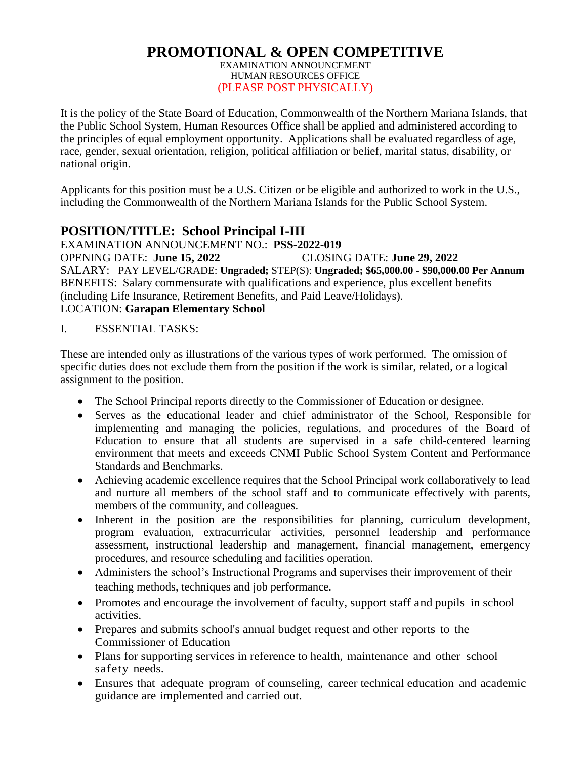# PROMOTIONAL & OPEN COMPETITIVE

EXAMINATION ANNOUNCEMENT
HUMAN RESOURCES OFFICE
(PLEASE POST PHYSICALLY)

It is the policy of the State Board of Education, Commonwealth of the Northern Mariana Islands, that the Public School System, Human Resources Office shall be applied and administered according to the principles of equal employment opportunity. Applications shall be evaluated regardless of age, race, gender, sexual orientation, religion, political affiliation or belief, marital status, disability, or national origin.

Applicants for this position must be a U.S. Citizen or be eligible and authorized to work in the U.S., including the Commonwealth of the Northern Mariana Islands for the Public School System.

## POSITION/TITLE: School Principal I-III

EXAMINATION ANNOUNCEMENT NO.: **PSS-2022-019**
OPENING DATE: **June 15, 2022** CLOSING DATE: **June 29, 2022**
SALARY: PAY LEVEL/GRADE: **Ungraded;** STEP(S): **Ungraded; $65,000.00 - $90,000.00 Per Annum**
BENEFITS: Salary commensurate with qualifications and experience, plus excellent benefits (including Life Insurance, Retirement Benefits, and Paid Leave/Holidays).
LOCATION: **Garapan Elementary School**

I. ESSENTIAL TASKS:

These are intended only as illustrations of the various types of work performed. The omission of specific duties does not exclude them from the position if the work is similar, related, or a logical assignment to the position.

- The School Principal reports directly to the Commissioner of Education or designee.
- Serves as the educational leader and chief administrator of the School, Responsible for implementing and managing the policies, regulations, and procedures of the Board of Education to ensure that all students are supervised in a safe child-centered learning environment that meets and exceeds CNMI Public School System Content and Performance Standards and Benchmarks.
- Achieving academic excellence requires that the School Principal work collaboratively to lead and nurture all members of the school staff and to communicate effectively with parents, members of the community, and colleagues.
- Inherent in the position are the responsibilities for planning, curriculum development, program evaluation, extracurricular activities, personnel leadership and performance assessment, instructional leadership and management, financial management, emergency procedures, and resource scheduling and facilities operation.
- Administers the school's Instructional Programs and supervises their improvement of their teaching methods, techniques and job performance.
- Promotes and encourage the involvement of faculty, support staff and pupils in school activities.
- Prepares and submits school's annual budget request and other reports to the Commissioner of Education
- Plans for supporting services in reference to health, maintenance and other school safety needs.
- Ensures that adequate program of counseling, career technical education and academic guidance are implemented and carried out.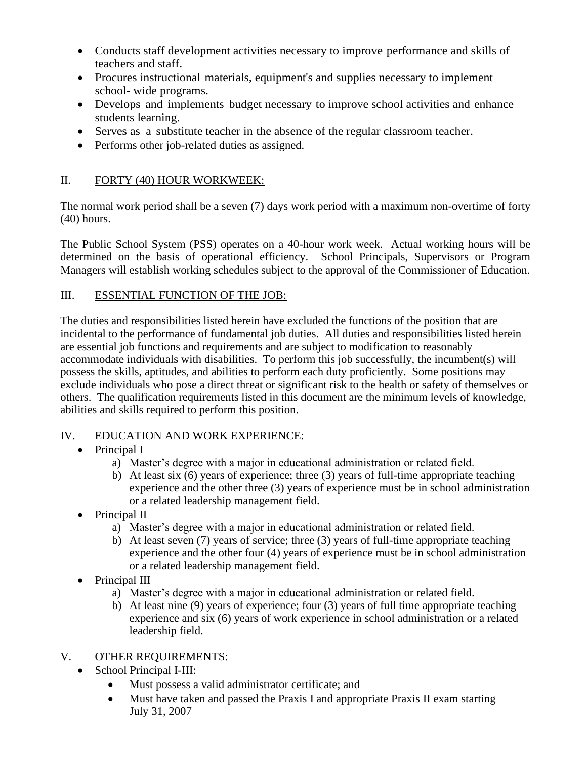- Conducts staff development activities necessary to improve performance and skills of teachers and staff.
- Procures instructional materials, equipment's and supplies necessary to implement school- wide programs.
- Develops and implements budget necessary to improve school activities and enhance students learning.
- Serves as a substitute teacher in the absence of the regular classroom teacher.
- Performs other job-related duties as assigned.

## II. FORTY (40) HOUR WORKWEEK:

The normal work period shall be a seven (7) days work period with a maximum non-overtime of forty (40) hours.

The Public School System (PSS) operates on a 40-hour work week. Actual working hours will be determined on the basis of operational efficiency. School Principals, Supervisors or Program Managers will establish working schedules subject to the approval of the Commissioner of Education.

## III. ESSENTIAL FUNCTION OF THE JOB:

The duties and responsibilities listed herein have excluded the functions of the position that are incidental to the performance of fundamental job duties. All duties and responsibilities listed herein are essential job functions and requirements and are subject to modification to reasonably accommodate individuals with disabilities. To perform this job successfully, the incumbent(s) will possess the skills, aptitudes, and abilities to perform each duty proficiently. Some positions may exclude individuals who pose a direct threat or significant risk to the health or safety of themselves or others. The qualification requirements listed in this document are the minimum levels of knowledge, abilities and skills required to perform this position.

## IV. EDUCATION AND WORK EXPERIENCE:

- Principal I
  a) Master's degree with a major in educational administration or related field.
  b) At least six (6) years of experience; three (3) years of full-time appropriate teaching experience and the other three (3) years of experience must be in school administration or a related leadership management field.
- Principal II
  a) Master's degree with a major in educational administration or related field.
  b) At least seven (7) years of service; three (3) years of full-time appropriate teaching experience and the other four (4) years of experience must be in school administration or a related leadership management field.
- Principal III
  a) Master's degree with a major in educational administration or related field.
  b) At least nine (9) years of experience; four (3) years of full time appropriate teaching experience and six (6) years of work experience in school administration or a related leadership field.

## V. OTHER REQUIREMENTS:

- School Principal I-III:
  - Must possess a valid administrator certificate; and
  - Must have taken and passed the Praxis I and appropriate Praxis II exam starting July 31, 2007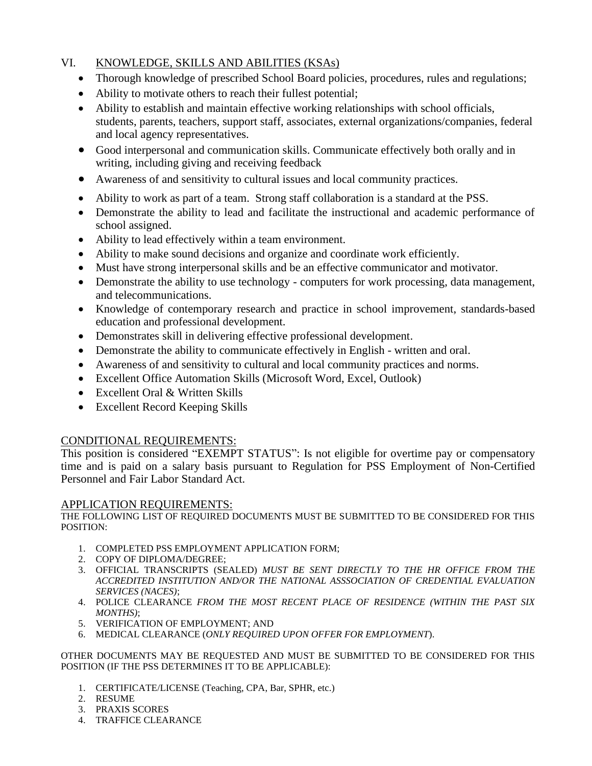## VI. KNOWLEDGE, SKILLS AND ABILITIES (KSAs)

- Thorough knowledge of prescribed School Board policies, procedures, rules and regulations;
- Ability to motivate others to reach their fullest potential;
- Ability to establish and maintain effective working relationships with school officials, students, parents, teachers, support staff, associates, external organizations/companies, federal and local agency representatives.
- Good interpersonal and communication skills. Communicate effectively both orally and in writing, including giving and receiving feedback
- Awareness of and sensitivity to cultural issues and local community practices.
- Ability to work as part of a team. Strong staff collaboration is a standard at the PSS.
- Demonstrate the ability to lead and facilitate the instructional and academic performance of school assigned.
- Ability to lead effectively within a team environment.
- Ability to make sound decisions and organize and coordinate work efficiently.
- Must have strong interpersonal skills and be an effective communicator and motivator.
- Demonstrate the ability to use technology - computers for work processing, data management, and telecommunications.
- Knowledge of contemporary research and practice in school improvement, standards-based education and professional development.
- Demonstrates skill in delivering effective professional development.
- Demonstrate the ability to communicate effectively in English - written and oral.
- Awareness of and sensitivity to cultural and local community practices and norms.
- Excellent Office Automation Skills (Microsoft Word, Excel, Outlook)
- Excellent Oral & Written Skills
- Excellent Record Keeping Skills

## CONDITIONAL REQUIREMENTS:

This position is considered "EXEMPT STATUS": Is not eligible for overtime pay or compensatory time and is paid on a salary basis pursuant to Regulation for PSS Employment of Non-Certified Personnel and Fair Labor Standard Act.

## APPLICATION REQUIREMENTS:

THE FOLLOWING LIST OF REQUIRED DOCUMENTS MUST BE SUBMITTED TO BE CONSIDERED FOR THIS POSITION:

1. COMPLETED PSS EMPLOYMENT APPLICATION FORM;
2. COPY OF DIPLOMA/DEGREE;
3. OFFICIAL TRANSCRIPTS (SEALED) *MUST BE SENT DIRECTLY TO THE HR OFFICE FROM THE ACCREDITED INSTITUTION AND/OR THE NATIONAL ASSSOCIATION OF CREDENTIAL EVALUATION SERVICES (NACES)*;
4. POLICE CLEARANCE *FROM THE MOST RECENT PLACE OF RESIDENCE (WITHIN THE PAST SIX MONTHS)*;
5. VERIFICATION OF EMPLOYMENT; AND
6. MEDICAL CLEARANCE (*ONLY REQUIRED UPON OFFER FOR EMPLOYMENT*).

OTHER DOCUMENTS MAY BE REQUESTED AND MUST BE SUBMITTED TO BE CONSIDERED FOR THIS POSITION (IF THE PSS DETERMINES IT TO BE APPLICABLE):

1. CERTIFICATE/LICENSE (Teaching, CPA, Bar, SPHR, etc.)
2. RESUME
3. PRAXIS SCORES
4. TRAFFICE CLEARANCE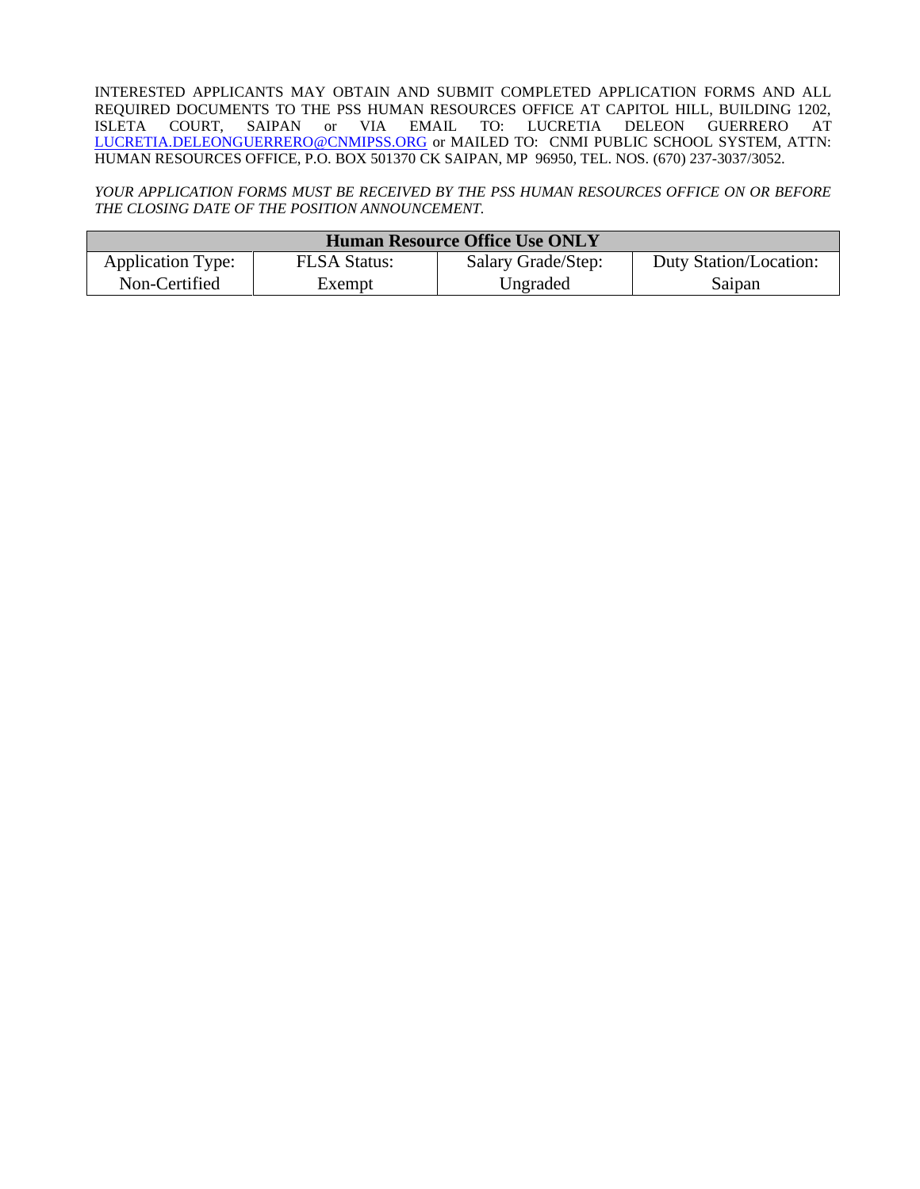INTERESTED APPLICANTS MAY OBTAIN AND SUBMIT COMPLETED APPLICATION FORMS AND ALL REQUIRED DOCUMENTS TO THE PSS HUMAN RESOURCES OFFICE AT CAPITOL HILL, BUILDING 1202, ISLETA COURT, SAIPAN or VIA EMAIL TO: LUCRETIA DELEON GUERRERO AT LUCRETIA.DELEONGUERRERO@CNMIPSS.ORG or MAILED TO: CNMI PUBLIC SCHOOL SYSTEM, ATTN: HUMAN RESOURCES OFFICE, P.O. BOX 501370 CK SAIPAN, MP 96950, TEL. NOS. (670) 237-3037/3052.

*YOUR APPLICATION FORMS MUST BE RECEIVED BY THE PSS HUMAN RESOURCES OFFICE ON OR BEFORE THE CLOSING DATE OF THE POSITION ANNOUNCEMENT.*

| **Human Resource Office Use ONLY** | | | |
| --- | --- | --- | --- |
| Application Type: | FLSA Status: | Salary Grade/Step: | Duty Station/Location: |
| Non-Certified | Exempt | Ungraded | Saipan |